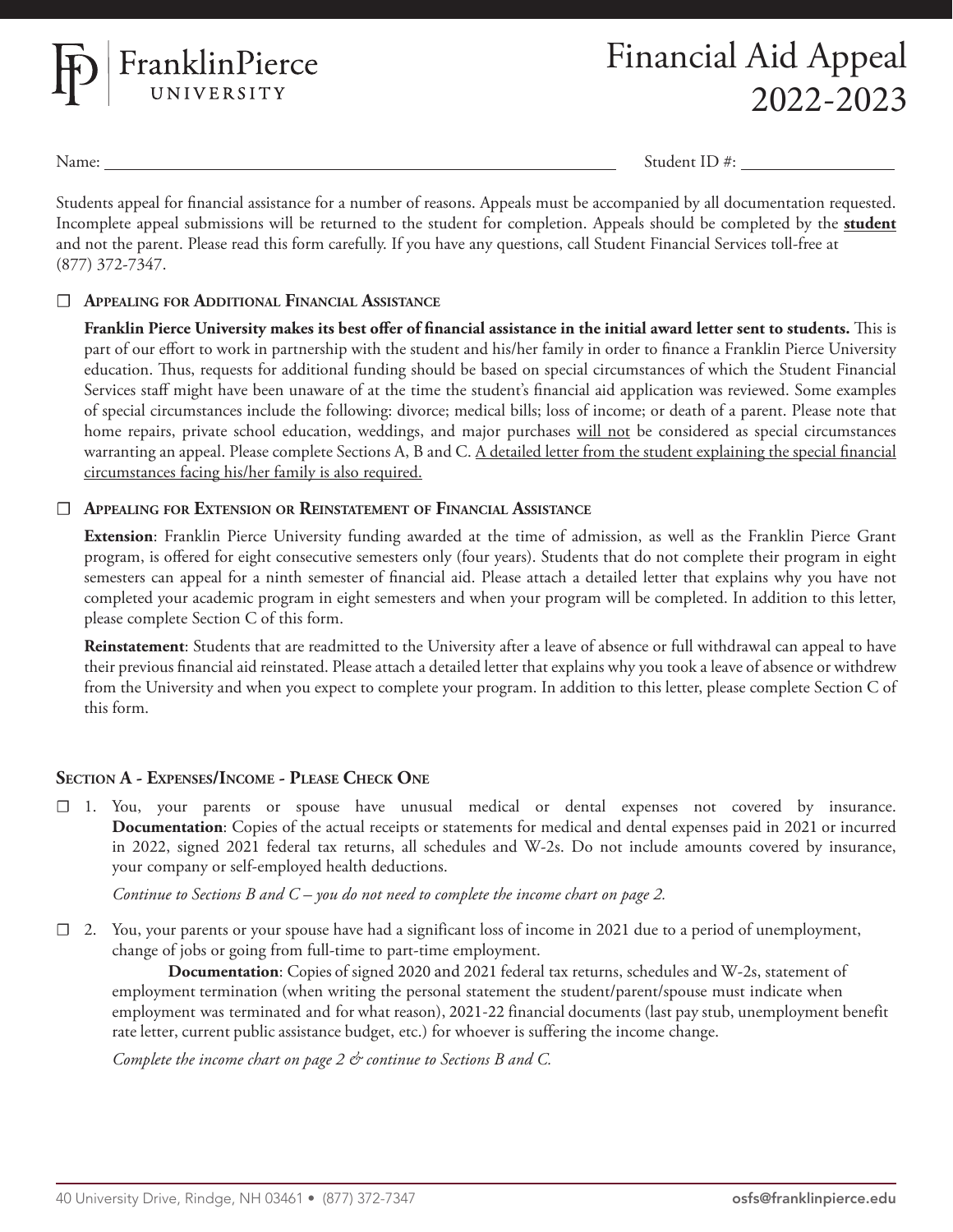FranklinPierce UNIVERSITY

# Financial Aid Appeal 2022-2023

Name: ______________________________ Student ID #: ______________

Students appeal for financial assistance for a number of reasons. Appeals must be accompanied by all documentation requested. Incomplete appeal submissions will be returned to the student for completion. Appeals should be completed by the **student** and not the parent. Please read this form carefully. If you have any questions, call Student Financial Services toll-free at (877) 372-7347.

☐ **Appealing for Additional Financial Assistance**

**Franklin Pierce University makes its best offer of financial assistance in the initial award letter sent to students.** This is part of our effort to work in partnership with the student and his/her family in order to finance a Franklin Pierce University education. Thus, requests for additional funding should be based on special circumstances of which the Student Financial Services staff might have been unaware of at the time the student's financial aid application was reviewed. Some examples of special circumstances include the following: divorce; medical bills; loss of income; or death of a parent. Please note that home repairs, private school education, weddings, and major purchases will not be considered as special circumstances warranting an appeal. Please complete Sections A, B and C. A detailed letter from the student explaining the special financial circumstances facing his/her family is also required.

☐ **Appealing for Extension or Reinstatement of Financial Assistance**

**Extension**: Franklin Pierce University funding awarded at the time of admission, as well as the Franklin Pierce Grant program, is offered for eight consecutive semesters only (four years). Students that do not complete their program in eight semesters can appeal for a ninth semester of financial aid. Please attach a detailed letter that explains why you have not completed your academic program in eight semesters and when your program will be completed. In addition to this letter, please complete Section C of this form.

**Reinstatement**: Students that are readmitted to the University after a leave of absence or full withdrawal can appeal to have their previous financial aid reinstated. Please attach a detailed letter that explains why you took a leave of absence or withdrew from the University and when you expect to complete your program. In addition to this letter, please complete Section C of this form.

## Section A - Expenses/Income - Please Check One

☐ 1. You, your parents or spouse have unusual medical or dental expenses not covered by insurance. **Documentation**: Copies of the actual receipts or statements for medical and dental expenses paid in 2021 or incurred in 2022, signed 2021 federal tax returns, all schedules and W-2s. Do not include amounts covered by insurance, your company or self-employed health deductions.

*Continue to Sections B and C – you do not need to complete the income chart on page 2.*

☐ 2. You, your parents or your spouse have had a significant loss of income in 2021 due to a period of unemployment, change of jobs or going from full-time to part-time employment.

**Documentation**: Copies of signed 2020 and 2021 federal tax returns, schedules and W-2s, statement of employment termination (when writing the personal statement the student/parent/spouse must indicate when employment was terminated and for what reason), 2021-22 financial documents (last pay stub, unemployment benefit rate letter, current public assistance budget, etc.) for whoever is suffering the income change.

*Complete the income chart on page 2 & continue to Sections B and C.*

40 University Drive, Rindge, NH 03461 • (877) 372-7347 osfs@franklinpierce.edu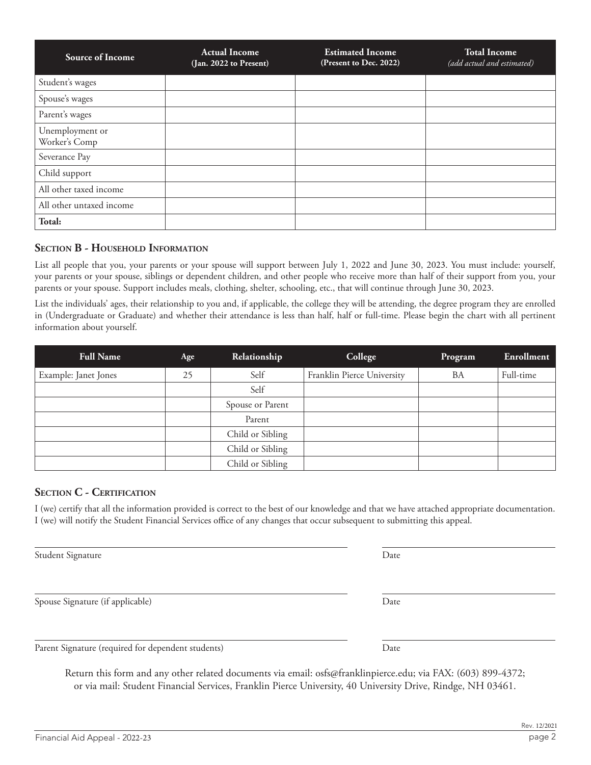| Source of Income | Actual Income (Jan. 2022 to Present) | Estimated Income (Present to Dec. 2022) | Total Income *(add actual and estimated)* |
|---|---|---|---|
| Student's wages | | | |
| Spouse's wages | | | |
| Parent's wages | | | |
| Unemployment or Worker's Comp | | | |
| Severance Pay | | | |
| Child support | | | |
| All other taxed income | | | |
| All other untaxed income | | | |
| **Total:** | | | |

## Section B - Household Information

List all people that you, your parents or your spouse will support between July 1, 2022 and June 30, 2023. You must include: yourself, your parents or your spouse, siblings or dependent children, and other people who receive more than half of their support from you, your parents or your spouse. Support includes meals, clothing, shelter, schooling, etc., that will continue through June 30, 2023.

List the individuals' ages, their relationship to you and, if applicable, the college they will be attending, the degree program they are enrolled in (Undergraduate or Graduate) and whether their attendance is less than half, half or full-time. Please begin the chart with all pertinent information about yourself.

| Full Name | Age | Relationship | College | Program | Enrollment |
|---|---|---|---|---|---|
| Example: Janet Jones | 25 | Self | Franklin Pierce University | BA | Full-time |
| | | Self | | | |
| | | Spouse or Parent | | | |
| | | Parent | | | |
| | | Child or Sibling | | | |
| | | Child or Sibling | | | |
| | | Child or Sibling | | | |

## Section C - Certification

I (we) certify that all the information provided is correct to the best of our knowledge and that we have attached appropriate documentation. I (we) will notify the Student Financial Services office of any changes that occur subsequent to submitting this appeal.

Student Signature ______________________ Date ______________

Spouse Signature (if applicable) ______________________ Date ______________

Parent Signature (required for dependent students) ______________________ Date ______________

Return this form and any other related documents via email: osfs@franklinpierce.edu; via FAX: (603) 899-4372; or via mail: Student Financial Services, Franklin Pierce University, 40 University Drive, Rindge, NH 03461.

Rev. 12/2021